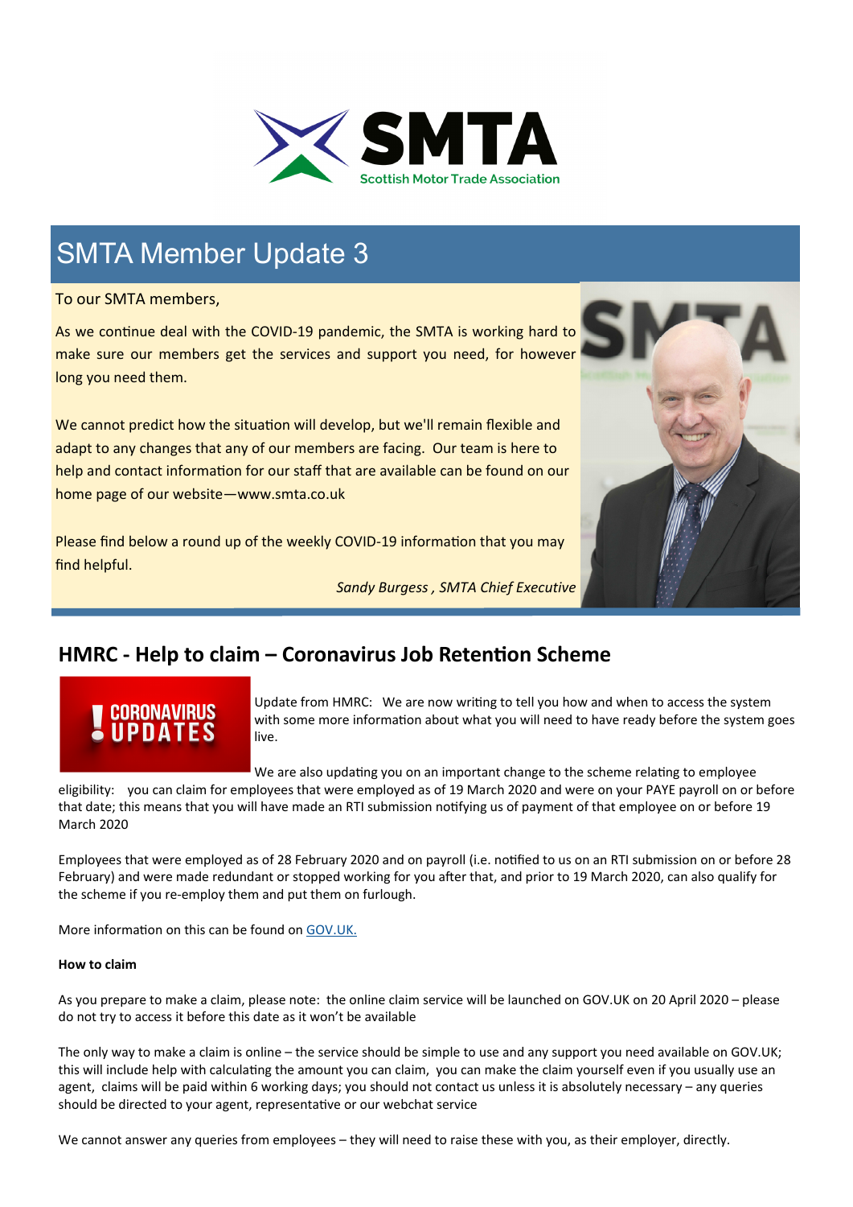# SMTA Member Update 3

To our SMTA members,

As we continue deal with the COVID-19 pandemic, the SMTA is working hard to make sure our members get the services and support you need, for however long you need them.

We cannot predict how the situation will develop, but we'll remain flexible and adapt to any changes that any of our members are facing. Our team is here to help and contact information for our staff that are available can be found on our home page of our website—www.smta.co.uk

Please find below a round up of the weekly COVID-19 information that you may find helpful.

*Sandy Burgess , SMTA Chief Executive*

## HMRC - Help to claim – Coronavirus Job Retention Scheme

Update from HMRC: We are now writing to tell you how and when to access the system with some more information about what you will need to have ready before the system goes live.

We are also updating you on an important change to the scheme relating to employee eligibility: you can claim for employees that were employed as of 19 March 2020 and were on your PAYE payroll on or before that date; this means that you will have made an RTI submission notifying us of payment of that employee on or before 19 March 2020

Employees that were employed as of 28 February 2020 and on payroll (i.e. notified to us on an RTI submission on or before 28 February) and were made redundant or stopped working for you after that, and prior to 19 March 2020, can also qualify for the scheme if you re-employ them and put them on furlough.

More information on this can be found on GOV.UK.

**How to claim**

As you prepare to make a claim, please note: the online claim service will be launched on GOV.UK on 20 April 2020 – please do not try to access it before this date as it won't be available

The only way to make a claim is online – the service should be simple to use and any support you need available on GOV.UK; this will include help with calculating the amount you can claim, you can make the claim yourself even if you usually use an agent, claims will be paid within 6 working days; you should not contact us unless it is absolutely necessary – any queries should be directed to your agent, representative or our webchat service

We cannot answer any queries from employees – they will need to raise these with you, as their employer, directly.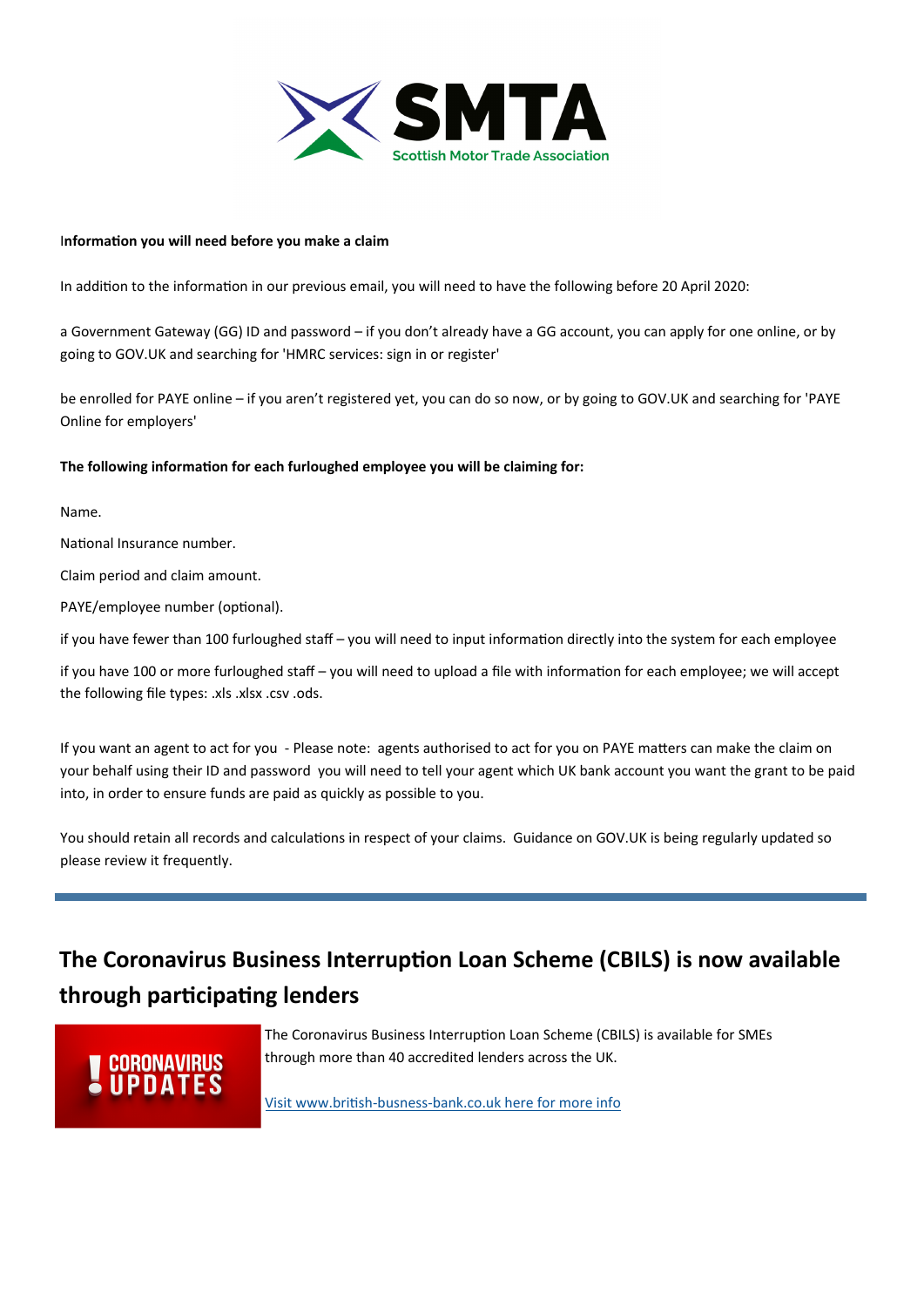**Information you will need before you make a claim**

In addition to the information in our previous email, you will need to have the following before 20 April 2020:

a Government Gateway (GG) ID and password – if you don't already have a GG account, you can apply for one online, or by going to GOV.UK and searching for 'HMRC services: sign in or register'

be enrolled for PAYE online – if you aren't registered yet, you can do so now, or by going to GOV.UK and searching for 'PAYE Online for employers'

**The following information for each furloughed employee you will be claiming for:**

Name.

National Insurance number.

Claim period and claim amount.

PAYE/employee number (optional).

if you have fewer than 100 furloughed staff – you will need to input information directly into the system for each employee

if you have 100 or more furloughed staff – you will need to upload a file with information for each employee; we will accept the following file types: .xls .xlsx .csv .ods.

If you want an agent to act for you - Please note: agents authorised to act for you on PAYE matters can make the claim on your behalf using their ID and password you will need to tell your agent which UK bank account you want the grant to be paid into, in order to ensure funds are paid as quickly as possible to you.

You should retain all records and calculations in respect of your claims. Guidance on GOV.UK is being regularly updated so please review it frequently.

---

## The Coronavirus Business Interruption Loan Scheme (CBILS) is now available through participating lenders

The Coronavirus Business Interruption Loan Scheme (CBILS) is available for SMEs through more than 40 accredited lenders across the UK.

[Visit www.british-busness-bank.co.uk here for more info]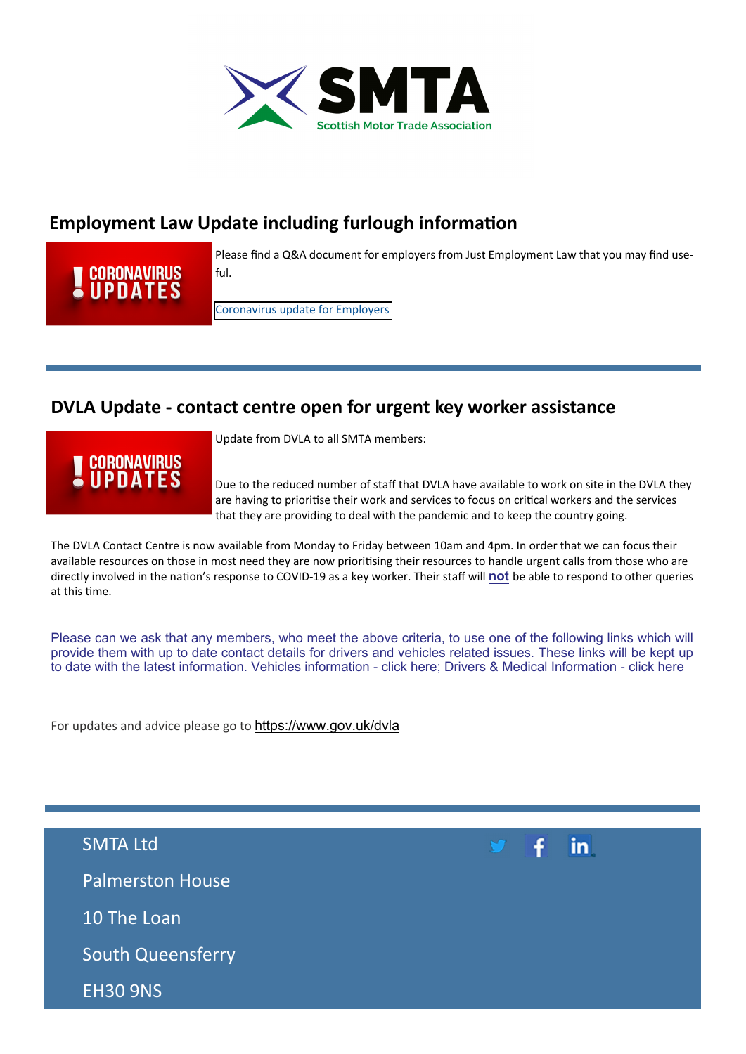## Employment Law Update including furlough information

Please find a Q&A document for employers from Just Employment Law that you may find useful.

Coronavirus update for Employers

## DVLA Update - contact centre open for urgent key worker assistance

Update from DVLA to all SMTA members:

Due to the reduced number of staff that DVLA have available to work on site in the DVLA they are having to prioritise their work and services to focus on critical workers and the services that they are providing to deal with the pandemic and to keep the country going.

The DVLA Contact Centre is now available from Monday to Friday between 10am and 4pm. In order that we can focus their available resources on those in most need they are now prioritising their resources to handle urgent calls from those who are directly involved in the nation's response to COVID-19 as a key worker. Their staff will **not** be able to respond to other queries at this time.

Please can we ask that any members, who meet the above criteria, to use one of the following links which will provide them with up to date contact details for drivers and vehicles related issues. These links will be kept up to date with the latest information. Vehicles information - click here; Drivers & Medical Information - click here

For updates and advice please go to https://www.gov.uk/dvla

SMTA Ltd

Palmerston House

10 The Loan

South Queensferry

EH30 9NS